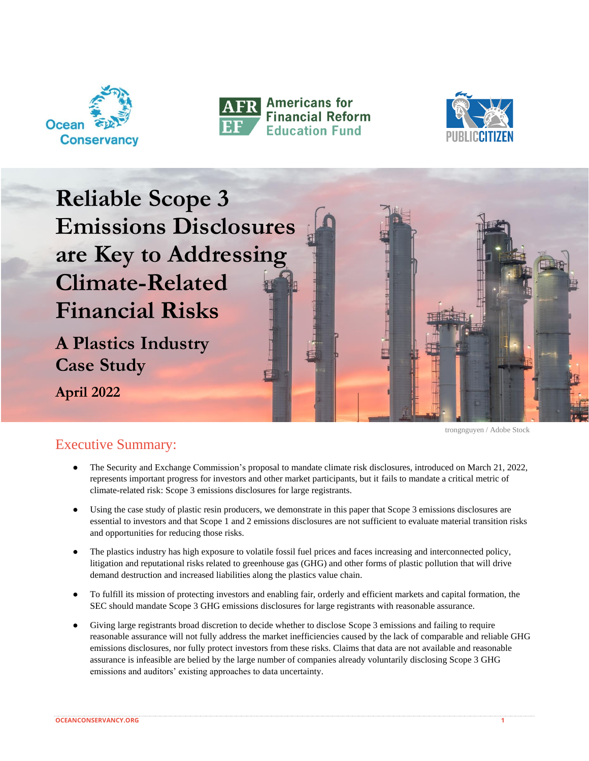Ocean Conservancy

Americans for Financial Reform Education Fund

Public Citizen

# Reliable Scope 3 Emissions Disclosures are Key to Addressing Climate-Related Financial Risks

## A Plastics Industry Case Study

**April 2022**

trongnguyen / Adobe Stock

## Executive Summary:

- The Security and Exchange Commission's proposal to mandate climate risk disclosures, introduced on March 21, 2022, represents important progress for investors and other market participants, but it fails to mandate a critical metric of climate-related risk: Scope 3 emissions disclosures for large registrants.
- Using the case study of plastic resin producers, we demonstrate in this paper that Scope 3 emissions disclosures are essential to investors and that Scope 1 and 2 emissions disclosures are not sufficient to evaluate material transition risks and opportunities for reducing those risks.
- The plastics industry has high exposure to volatile fossil fuel prices and faces increasing and interconnected policy, litigation and reputational risks related to greenhouse gas (GHG) and other forms of plastic pollution that will drive demand destruction and increased liabilities along the plastics value chain.
- To fulfill its mission of protecting investors and enabling fair, orderly and efficient markets and capital formation, the SEC should mandate Scope 3 GHG emissions disclosures for large registrants with reasonable assurance.
- Giving large registrants broad discretion to decide whether to disclose Scope 3 emissions and failing to require reasonable assurance will not fully address the market inefficiencies caused by the lack of comparable and reliable GHG emissions disclosures, nor fully protect investors from these risks. Claims that data are not available and reasonable assurance is infeasible are belied by the large number of companies already voluntarily disclosing Scope 3 GHG emissions and auditors' existing approaches to data uncertainty.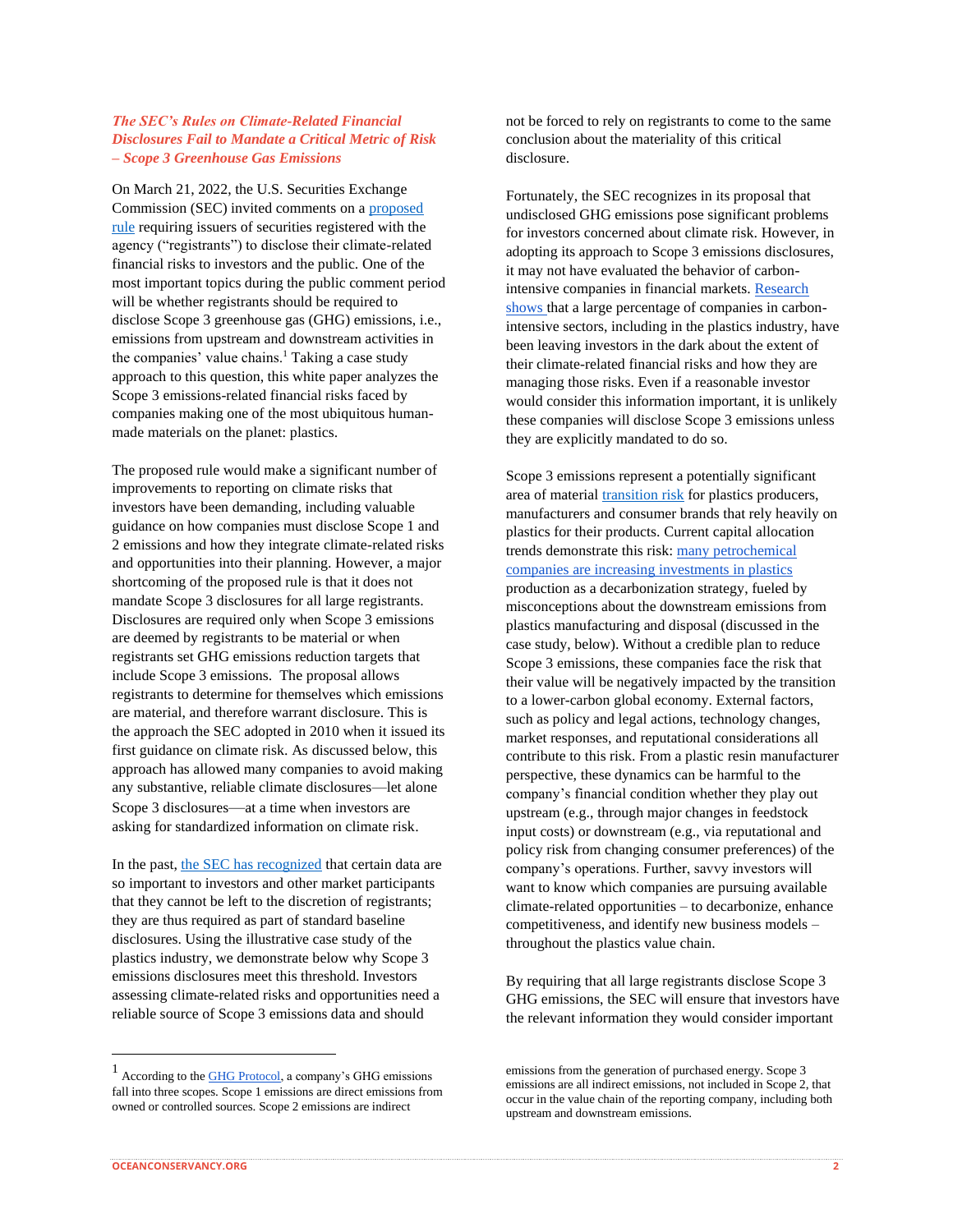### *The SEC's Rules on Climate-Related Financial Disclosures Fail to Mandate a Critical Metric of Risk – Scope 3 Greenhouse Gas Emissions*

On March 21, 2022, the U.S. Securities Exchange Commission (SEC) invited comments on a proposed rule requiring issuers of securities registered with the agency ("registrants") to disclose their climate-related financial risks to investors and the public. One of the most important topics during the public comment period will be whether registrants should be required to disclose Scope 3 greenhouse gas (GHG) emissions, i.e., emissions from upstream and downstream activities in the companies' value chains.[1] Taking a case study approach to this question, this white paper analyzes the Scope 3 emissions-related financial risks faced by companies making one of the most ubiquitous human-made materials on the planet: plastics.

The proposed rule would make a significant number of improvements to reporting on climate risks that investors have been demanding, including valuable guidance on how companies must disclose Scope 1 and 2 emissions and how they integrate climate-related risks and opportunities into their planning. However, a major shortcoming of the proposed rule is that it does not mandate Scope 3 disclosures for all large registrants. Disclosures are required only when Scope 3 emissions are deemed by registrants to be material or when registrants set GHG emissions reduction targets that include Scope 3 emissions. The proposal allows registrants to determine for themselves which emissions are material, and therefore warrant disclosure. This is the approach the SEC adopted in 2010 when it issued its first guidance on climate risk. As discussed below, this approach has allowed many companies to avoid making any substantive, reliable climate disclosures—let alone Scope 3 disclosures—at a time when investors are asking for standardized information on climate risk.

In the past, the SEC has recognized that certain data are so important to investors and other market participants that they cannot be left to the discretion of registrants; they are thus required as part of standard baseline disclosures. Using the illustrative case study of the plastics industry, we demonstrate below why Scope 3 emissions disclosures meet this threshold. Investors assessing climate-related risks and opportunities need a reliable source of Scope 3 emissions data and should not be forced to rely on registrants to come to the same conclusion about the materiality of this critical disclosure.

Fortunately, the SEC recognizes in its proposal that undisclosed GHG emissions pose significant problems for investors concerned about climate risk. However, in adopting its approach to Scope 3 emissions disclosures, it may not have evaluated the behavior of carbon-intensive companies in financial markets. Research shows that a large percentage of companies in carbon-intensive sectors, including in the plastics industry, have been leaving investors in the dark about the extent of their climate-related financial risks and how they are managing those risks. Even if a reasonable investor would consider this information important, it is unlikely these companies will disclose Scope 3 emissions unless they are explicitly mandated to do so.

Scope 3 emissions represent a potentially significant area of material transition risk for plastics producers, manufacturers and consumer brands that rely heavily on plastics for their products. Current capital allocation trends demonstrate this risk: many petrochemical companies are increasing investments in plastics production as a decarbonization strategy, fueled by misconceptions about the downstream emissions from plastics manufacturing and disposal (discussed in the case study, below). Without a credible plan to reduce Scope 3 emissions, these companies face the risk that their value will be negatively impacted by the transition to a lower-carbon global economy. External factors, such as policy and legal actions, technology changes, market responses, and reputational considerations all contribute to this risk. From a plastic resin manufacturer perspective, these dynamics can be harmful to the company's financial condition whether they play out upstream (e.g., through major changes in feedstock input costs) or downstream (e.g., via reputational and policy risk from changing consumer preferences) of the company's operations. Further, savvy investors will want to know which companies are pursuing available climate-related opportunities – to decarbonize, enhance competitiveness, and identify new business models – throughout the plastics value chain.

By requiring that all large registrants disclose Scope 3 GHG emissions, the SEC will ensure that investors have the relevant information they would consider important

---

[1] According to the GHG Protocol, a company's GHG emissions fall into three scopes. Scope 1 emissions are direct emissions from owned or controlled sources. Scope 2 emissions are indirect emissions from the generation of purchased energy. Scope 3 emissions are all indirect emissions, not included in Scope 2, that occur in the value chain of the reporting company, including both upstream and downstream emissions.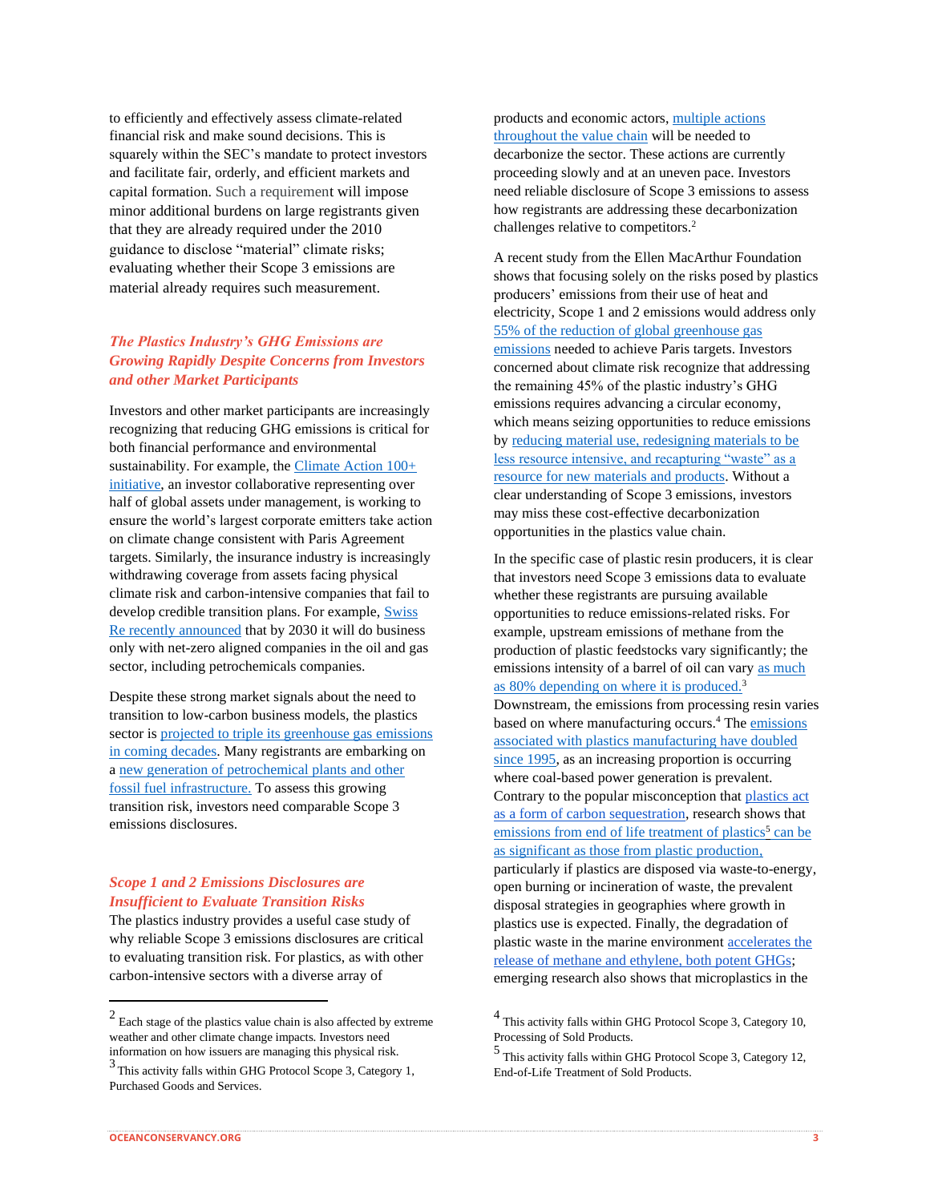to efficiently and effectively assess climate-related financial risk and make sound decisions. This is squarely within the SEC's mandate to protect investors and facilitate fair, orderly, and efficient markets and capital formation. Such a requirement will impose minor additional burdens on large registrants given that they are already required under the 2010 guidance to disclose "material" climate risks; evaluating whether their Scope 3 emissions are material already requires such measurement.

### *The Plastics Industry's GHG Emissions are Growing Rapidly Despite Concerns from Investors and other Market Participants*

Investors and other market participants are increasingly recognizing that reducing GHG emissions is critical for both financial performance and environmental sustainability. For example, the Climate Action 100+ initiative, an investor collaborative representing over half of global assets under management, is working to ensure the world's largest corporate emitters take action on climate change consistent with Paris Agreement targets. Similarly, the insurance industry is increasingly withdrawing coverage from assets facing physical climate risk and carbon-intensive companies that fail to develop credible transition plans. For example, Swiss Re recently announced that by 2030 it will do business only with net-zero aligned companies in the oil and gas sector, including petrochemicals companies.

Despite these strong market signals about the need to transition to low-carbon business models, the plastics sector is projected to triple its greenhouse gas emissions in coming decades. Many registrants are embarking on a new generation of petrochemical plants and other fossil fuel infrastructure. To assess this growing transition risk, investors need comparable Scope 3 emissions disclosures.

### *Scope 1 and 2 Emissions Disclosures are Insufficient to Evaluate Transition Risks*

The plastics industry provides a useful case study of why reliable Scope 3 emissions disclosures are critical to evaluating transition risk. For plastics, as with other carbon-intensive sectors with a diverse array of products and economic actors, multiple actions throughout the value chain will be needed to decarbonize the sector. These actions are currently proceeding slowly and at an uneven pace. Investors need reliable disclosure of Scope 3 emissions to assess how registrants are addressing these decarbonization challenges relative to competitors.[2]

A recent study from the Ellen MacArthur Foundation shows that focusing solely on the risks posed by plastics producers' emissions from their use of heat and electricity, Scope 1 and 2 emissions would address only 55% of the reduction of global greenhouse gas emissions needed to achieve Paris targets. Investors concerned about climate risk recognize that addressing the remaining 45% of the plastic industry's GHG emissions requires advancing a circular economy, which means seizing opportunities to reduce emissions by reducing material use, redesigning materials to be less resource intensive, and recapturing "waste" as a resource for new materials and products. Without a clear understanding of Scope 3 emissions, investors may miss these cost-effective decarbonization opportunities in the plastics value chain.

In the specific case of plastic resin producers, it is clear that investors need Scope 3 emissions data to evaluate whether these registrants are pursuing available opportunities to reduce emissions-related risks. For example, upstream emissions of methane from the production of plastic feedstocks vary significantly; the emissions intensity of a barrel of oil can vary as much as 80% depending on where it is produced.[3] Downstream, the emissions from processing resin varies based on where manufacturing occurs.[4] The emissions associated with plastics manufacturing have doubled since 1995, as an increasing proportion is occurring where coal-based power generation is prevalent. Contrary to the popular misconception that plastics act as a form of carbon sequestration, research shows that emissions from end of life treatment of plastics[5] can be as significant as those from plastic production, particularly if plastics are disposed via waste-to-energy, open burning or incineration of waste, the prevalent disposal strategies in geographies where growth in plastics use is expected. Finally, the degradation of plastic waste in the marine environment accelerates the release of methane and ethylene, both potent GHGs; emerging research also shows that microplastics in the

---

[2] Each stage of the plastics value chain is also affected by extreme weather and other climate change impacts. Investors need information on how issuers are managing this physical risk.

[3] This activity falls within GHG Protocol Scope 3, Category 1, Purchased Goods and Services.

[4] This activity falls within GHG Protocol Scope 3, Category 10, Processing of Sold Products.

[5] This activity falls within GHG Protocol Scope 3, Category 12, End-of-Life Treatment of Sold Products.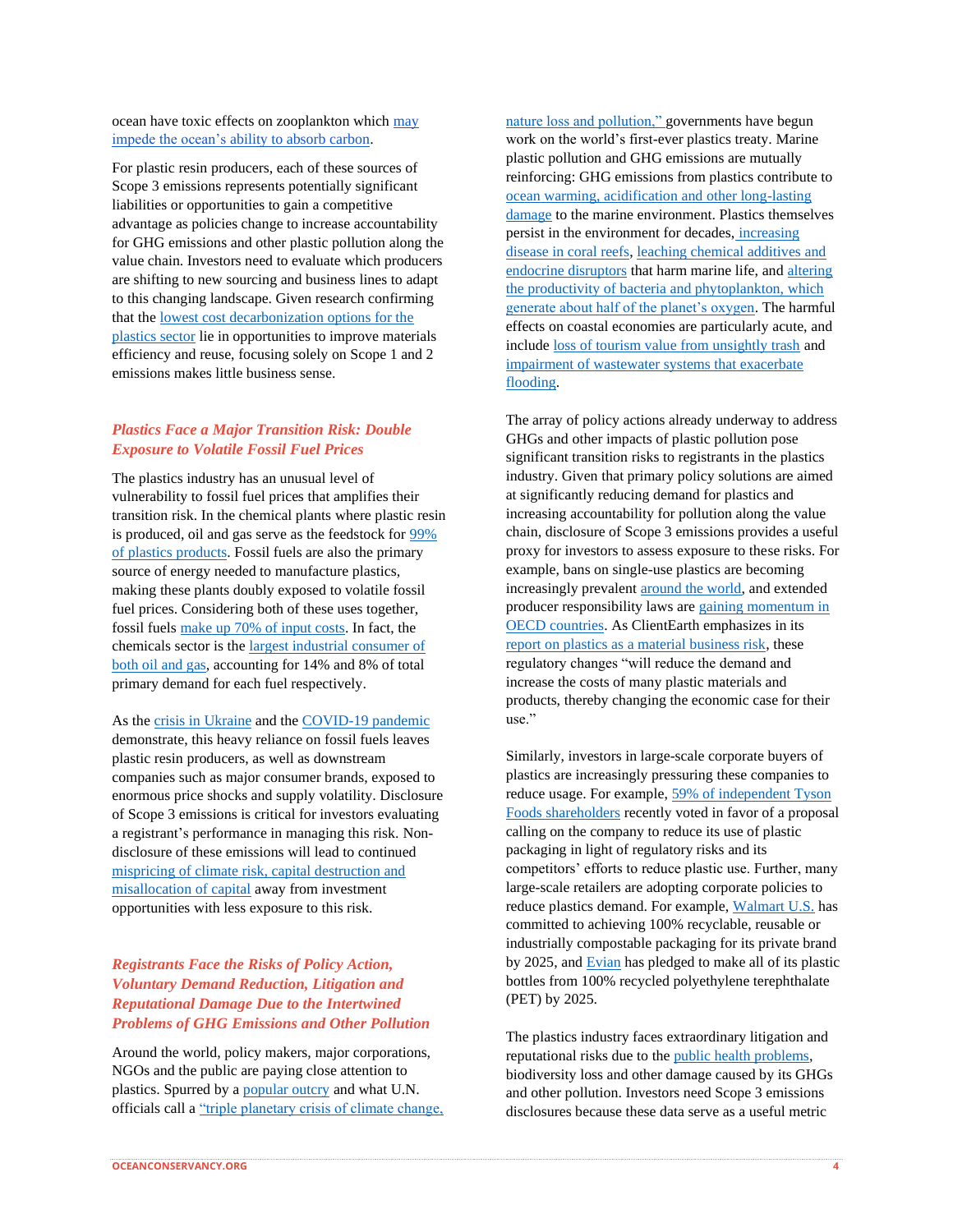ocean have toxic effects on zooplankton which may impede the ocean's ability to absorb carbon.

For plastic resin producers, each of these sources of Scope 3 emissions represents potentially significant liabilities or opportunities to gain a competitive advantage as policies change to increase accountability for GHG emissions and other plastic pollution along the value chain. Investors need to evaluate which producers are shifting to new sourcing and business lines to adapt to this changing landscape. Given research confirming that the lowest cost decarbonization options for the plastics sector lie in opportunities to improve materials efficiency and reuse, focusing solely on Scope 1 and 2 emissions makes little business sense.

### *Plastics Face a Major Transition Risk: Double Exposure to Volatile Fossil Fuel Prices*

The plastics industry has an unusual level of vulnerability to fossil fuel prices that amplifies their transition risk. In the chemical plants where plastic resin is produced, oil and gas serve as the feedstock for 99% of plastics products. Fossil fuels are also the primary source of energy needed to manufacture plastics, making these plants doubly exposed to volatile fossil fuel prices. Considering both of these uses together, fossil fuels make up 70% of input costs. In fact, the chemicals sector is the largest industrial consumer of both oil and gas, accounting for 14% and 8% of total primary demand for each fuel respectively.

As the crisis in Ukraine and the COVID-19 pandemic demonstrate, this heavy reliance on fossil fuels leaves plastic resin producers, as well as downstream companies such as major consumer brands, exposed to enormous price shocks and supply volatility. Disclosure of Scope 3 emissions is critical for investors evaluating a registrant's performance in managing this risk. Non-disclosure of these emissions will lead to continued mispricing of climate risk, capital destruction and misallocation of capital away from investment opportunities with less exposure to this risk.

### *Registrants Face the Risks of Policy Action, Voluntary Demand Reduction, Litigation and Reputational Damage Due to the Intertwined Problems of GHG Emissions and Other Pollution*

Around the world, policy makers, major corporations, NGOs and the public are paying close attention to plastics. Spurred by a popular outcry and what U.N. officials call a "triple planetary crisis of climate change, nature loss and pollution," governments have begun work on the world's first-ever plastics treaty. Marine plastic pollution and GHG emissions are mutually reinforcing: GHG emissions from plastics contribute to ocean warming, acidification and other long-lasting damage to the marine environment. Plastics themselves persist in the environment for decades, increasing disease in coral reefs, leaching chemical additives and endocrine disruptors that harm marine life, and altering the productivity of bacteria and phytoplankton, which generate about half of the planet's oxygen. The harmful effects on coastal economies are particularly acute, and include loss of tourism value from unsightly trash and impairment of wastewater systems that exacerbate flooding.

The array of policy actions already underway to address GHGs and other impacts of plastic pollution pose significant transition risks to registrants in the plastics industry. Given that primary policy solutions are aimed at significantly reducing demand for plastics and increasing accountability for pollution along the value chain, disclosure of Scope 3 emissions provides a useful proxy for investors to assess exposure to these risks. For example, bans on single-use plastics are becoming increasingly prevalent around the world, and extended producer responsibility laws are gaining momentum in OECD countries. As ClientEarth emphasizes in its report on plastics as a material business risk, these regulatory changes "will reduce the demand and increase the costs of many plastic materials and products, thereby changing the economic case for their use."

Similarly, investors in large-scale corporate buyers of plastics are increasingly pressuring these companies to reduce usage. For example, 59% of independent Tyson Foods shareholders recently voted in favor of a proposal calling on the company to reduce its use of plastic packaging in light of regulatory risks and its competitors' efforts to reduce plastic use. Further, many large-scale retailers are adopting corporate policies to reduce plastics demand. For example, Walmart U.S. has committed to achieving 100% recyclable, reusable or industrially compostable packaging for its private brand by 2025, and Evian has pledged to make all of its plastic bottles from 100% recycled polyethylene terephthalate (PET) by 2025.

The plastics industry faces extraordinary litigation and reputational risks due to the public health problems, biodiversity loss and other damage caused by its GHGs and other pollution. Investors need Scope 3 emissions disclosures because these data serve as a useful metric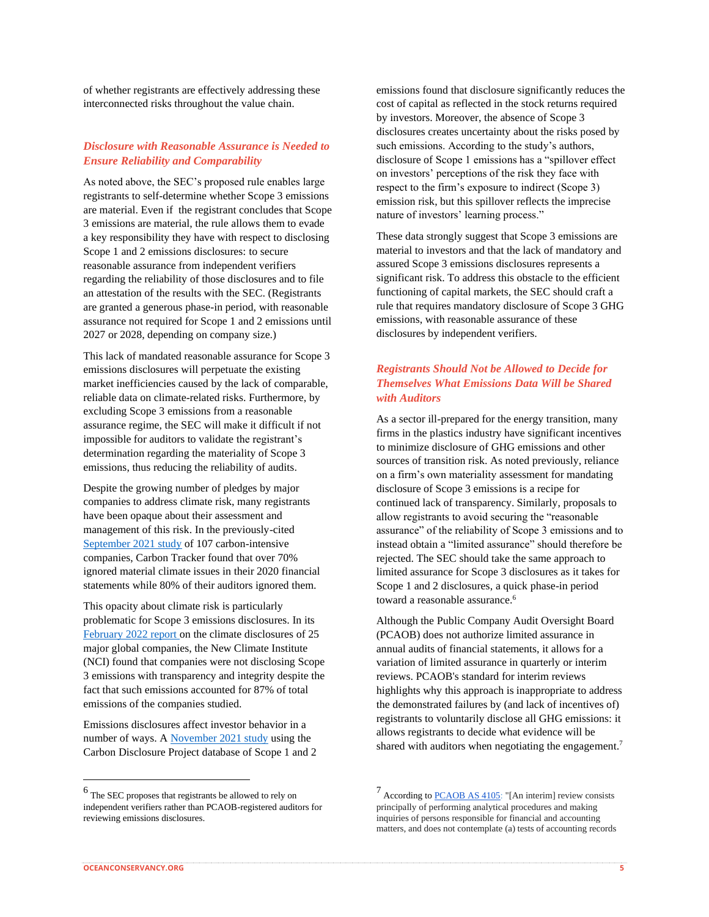of whether registrants are effectively addressing these interconnected risks throughout the value chain.

### *Disclosure with Reasonable Assurance is Needed to Ensure Reliability and Comparability*

As noted above, the SEC's proposed rule enables large registrants to self-determine whether Scope 3 emissions are material. Even if the registrant concludes that Scope 3 emissions are material, the rule allows them to evade a key responsibility they have with respect to disclosing Scope 1 and 2 emissions disclosures: to secure reasonable assurance from independent verifiers regarding the reliability of those disclosures and to file an attestation of the results with the SEC. (Registrants are granted a generous phase-in period, with reasonable assurance not required for Scope 1 and 2 emissions until 2027 or 2028, depending on company size.)

This lack of mandated reasonable assurance for Scope 3 emissions disclosures will perpetuate the existing market inefficiencies caused by the lack of comparable, reliable data on climate-related risks. Furthermore, by excluding Scope 3 emissions from a reasonable assurance regime, the SEC will make it difficult if not impossible for auditors to validate the registrant's determination regarding the materiality of Scope 3 emissions, thus reducing the reliability of audits.

Despite the growing number of pledges by major companies to address climate risk, many registrants have been opaque about their assessment and management of this risk. In the previously-cited September 2021 study of 107 carbon-intensive companies, Carbon Tracker found that over 70% ignored material climate issues in their 2020 financial statements while 80% of their auditors ignored them.

This opacity about climate risk is particularly problematic for Scope 3 emissions disclosures. In its February 2022 report on the climate disclosures of 25 major global companies, the New Climate Institute (NCI) found that companies were not disclosing Scope 3 emissions with transparency and integrity despite the fact that such emissions accounted for 87% of total emissions of the companies studied.

Emissions disclosures affect investor behavior in a number of ways. A November 2021 study using the Carbon Disclosure Project database of Scope 1 and 2 emissions found that disclosure significantly reduces the cost of capital as reflected in the stock returns required by investors. Moreover, the absence of Scope 3 disclosures creates uncertainty about the risks posed by such emissions. According to the study's authors, disclosure of Scope 1 emissions has a "spillover effect on investors' perceptions of the risk they face with respect to the firm's exposure to indirect (Scope 3) emission risk, but this spillover reflects the imprecise nature of investors' learning process."

These data strongly suggest that Scope 3 emissions are material to investors and that the lack of mandatory and assured Scope 3 emissions disclosures represents a significant risk. To address this obstacle to the efficient functioning of capital markets, the SEC should craft a rule that requires mandatory disclosure of Scope 3 GHG emissions, with reasonable assurance of these disclosures by independent verifiers.

### *Registrants Should Not be Allowed to Decide for Themselves What Emissions Data Will be Shared with Auditors*

As a sector ill-prepared for the energy transition, many firms in the plastics industry have significant incentives to minimize disclosure of GHG emissions and other sources of transition risk. As noted previously, reliance on a firm's own materiality assessment for mandating disclosure of Scope 3 emissions is a recipe for continued lack of transparency. Similarly, proposals to allow registrants to avoid securing the "reasonable assurance" of the reliability of Scope 3 emissions and to instead obtain a "limited assurance" should therefore be rejected. The SEC should take the same approach to limited assurance for Scope 3 disclosures as it takes for Scope 1 and 2 disclosures, a quick phase-in period toward a reasonable assurance.[6]

Although the Public Company Audit Oversight Board (PCAOB) does not authorize limited assurance in annual audits of financial statements, it allows for a variation of limited assurance in quarterly or interim reviews. PCAOB's standard for interim reviews highlights why this approach is inappropriate to address the demonstrated failures by (and lack of incentives of) registrants to voluntarily disclose all GHG emissions: it allows registrants to decide what evidence will be shared with auditors when negotiating the engagement.[7]

---

[6] The SEC proposes that registrants be allowed to rely on independent verifiers rather than PCAOB-registered auditors for reviewing emissions disclosures.

[7] According to PCAOB AS 4105: "[An interim] review consists principally of performing analytical procedures and making inquiries of persons responsible for financial and accounting matters, and does not contemplate (a) tests of accounting records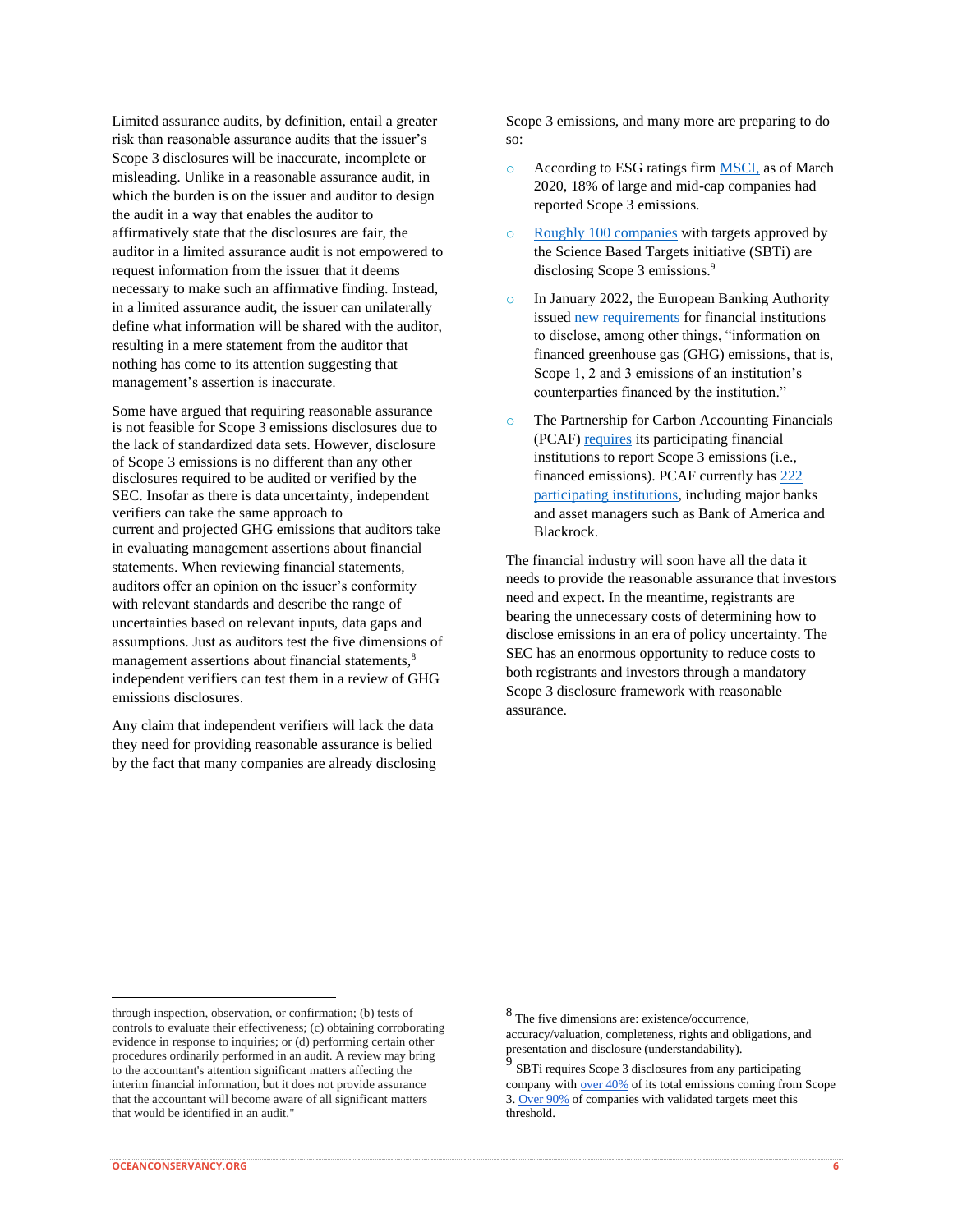Limited assurance audits, by definition, entail a greater risk than reasonable assurance audits that the issuer's Scope 3 disclosures will be inaccurate, incomplete or misleading. Unlike in a reasonable assurance audit, in which the burden is on the issuer and auditor to design the audit in a way that enables the auditor to affirmatively state that the disclosures are fair, the auditor in a limited assurance audit is not empowered to request information from the issuer that it deems necessary to make such an affirmative finding. Instead, in a limited assurance audit, the issuer can unilaterally define what information will be shared with the auditor, resulting in a mere statement from the auditor that nothing has come to its attention suggesting that management's assertion is inaccurate.

Some have argued that requiring reasonable assurance is not feasible for Scope 3 emissions disclosures due to the lack of standardized data sets. However, disclosure of Scope 3 emissions is no different than any other disclosures required to be audited or verified by the SEC. Insofar as there is data uncertainty, independent verifiers can take the same approach to current and projected GHG emissions that auditors take in evaluating management assertions about financial statements. When reviewing financial statements, auditors offer an opinion on the issuer's conformity with relevant standards and describe the range of uncertainties based on relevant inputs, data gaps and assumptions. Just as auditors test the five dimensions of management assertions about financial statements,[8] independent verifiers can test them in a review of GHG emissions disclosures.

Any claim that independent verifiers will lack the data they need for providing reasonable assurance is belied by the fact that many companies are already disclosing Scope 3 emissions, and many more are preparing to do so:

- According to ESG ratings firm MSCI, as of March 2020, 18% of large and mid-cap companies had reported Scope 3 emissions.
- Roughly 100 companies with targets approved by the Science Based Targets initiative (SBTi) are disclosing Scope 3 emissions.[9]
- In January 2022, the European Banking Authority issued new requirements for financial institutions to disclose, among other things, "information on financed greenhouse gas (GHG) emissions, that is, Scope 1, 2 and 3 emissions of an institution's counterparties financed by the institution."
- The Partnership for Carbon Accounting Financials (PCAF) requires its participating financial institutions to report Scope 3 emissions (i.e., financed emissions). PCAF currently has 222 participating institutions, including major banks and asset managers such as Bank of America and Blackrock.

The financial industry will soon have all the data it needs to provide the reasonable assurance that investors need and expect. In the meantime, registrants are bearing the unnecessary costs of determining how to disclose emissions in an era of policy uncertainty. The SEC has an enormous opportunity to reduce costs to both registrants and investors through a mandatory Scope 3 disclosure framework with reasonable assurance.

---

through inspection, observation, or confirmation; (b) tests of controls to evaluate their effectiveness; (c) obtaining corroborating evidence in response to inquiries; or (d) performing certain other procedures ordinarily performed in an audit. A review may bring to the accountant's attention significant matters affecting the interim financial information, but it does not provide assurance that the accountant will become aware of all significant matters that would be identified in an audit."

[8] The five dimensions are: existence/occurrence, accuracy/valuation, completeness, rights and obligations, and presentation and disclosure (understandability).

[9] SBTi requires Scope 3 disclosures from any participating company with over 40% of its total emissions coming from Scope 3. Over 90% of companies with validated targets meet this threshold.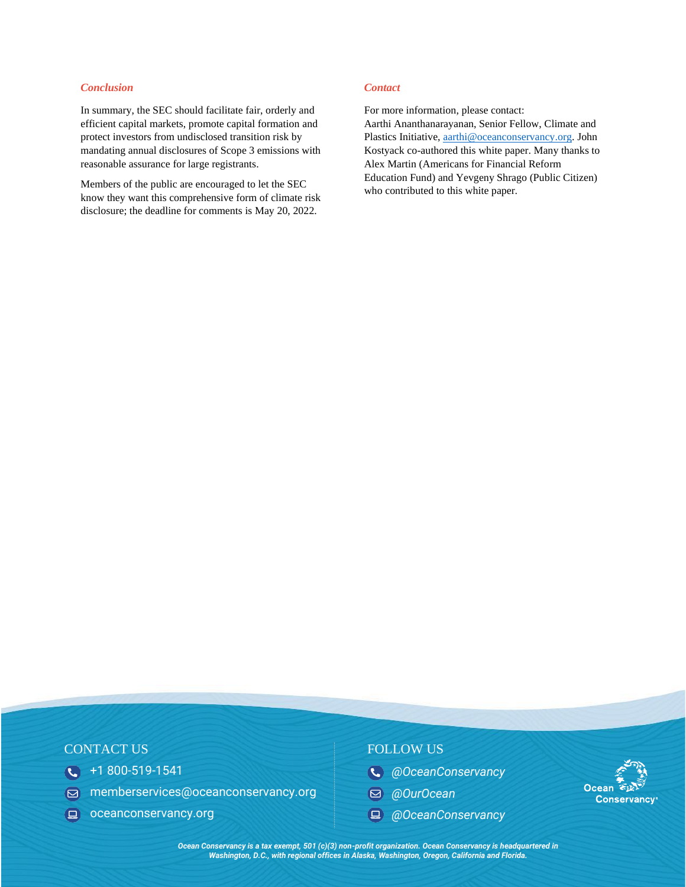### *Conclusion*

In summary, the SEC should facilitate fair, orderly and efficient capital markets, promote capital formation and protect investors from undisclosed transition risk by mandating annual disclosures of Scope 3 emissions with reasonable assurance for large registrants.

Members of the public are encouraged to let the SEC know they want this comprehensive form of climate risk disclosure; the deadline for comments is May 20, 2022.

### *Contact*

For more information, please contact:
Aarthi Ananthanarayanan, Senior Fellow, Climate and Plastics Initiative, aarthi@oceanconservancy.org. John Kostyack co-authored this white paper. Many thanks to Alex Martin (Americans for Financial Reform Education Fund) and Yevgeny Shrago (Public Citizen) who contributed to this white paper.

CONTACT US

+1 800-519-1541

memberservices@oceanconservancy.org

oceanconservancy.org

FOLLOW US

*@OceanConservancy*

*@OurOcean*

*@OceanConservancy*

Ocean Conservancy

***Ocean Conservancy is a tax exempt, 501 (c)(3) non-profit organization. Ocean Conservancy is headquartered in Washington, D.C., with regional offices in Alaska, Washington, Oregon, California and Florida.***